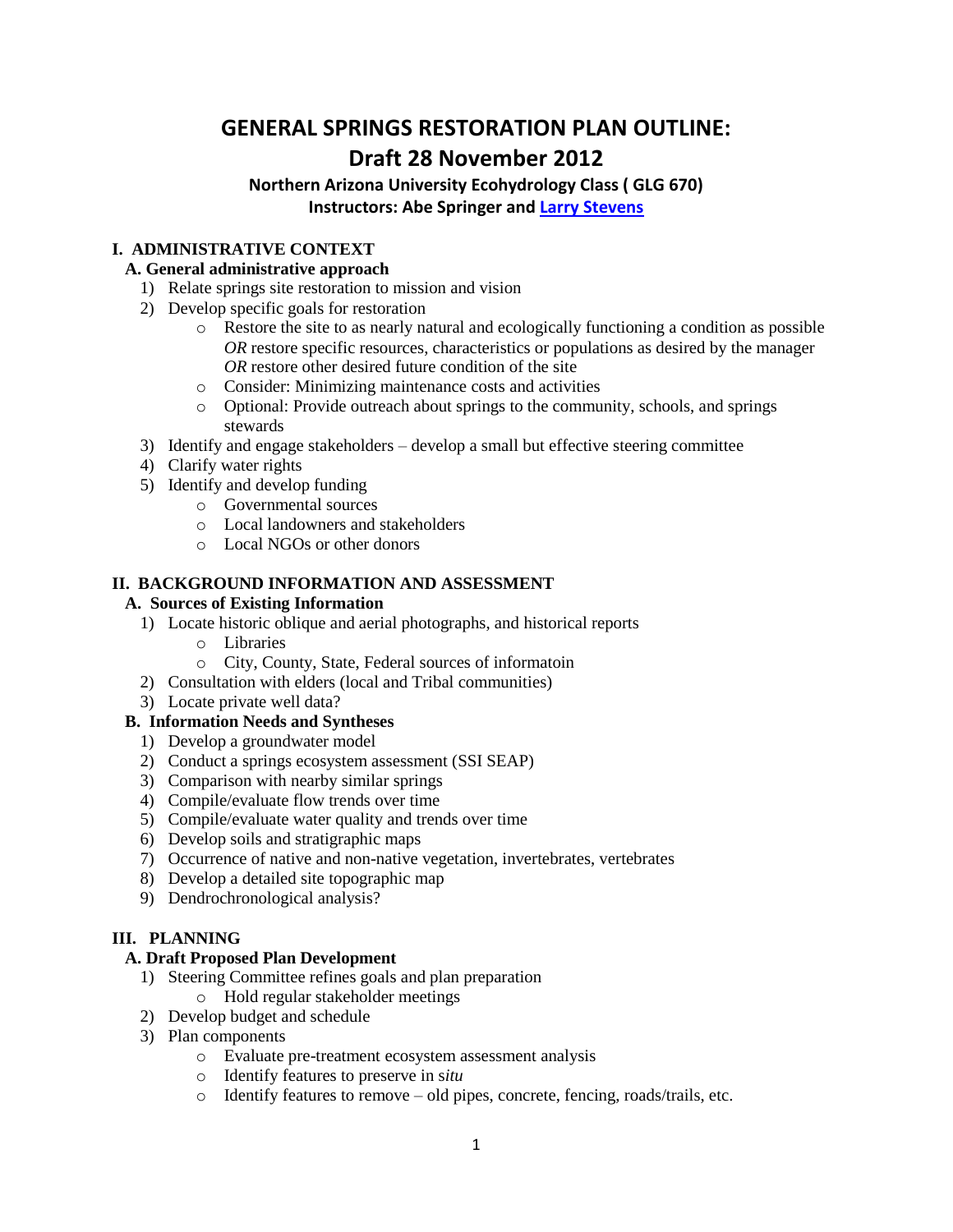# GENERAL SPRINGS RESTORATION PLAN OUTLINE: Draft 28 November 2012

**Northern Arizona University Ecohydrology Class ( GLG 670)**
**Instructors: Abe Springer and Larry Stevens**

## I. ADMINISTRATIVE CONTEXT

### A. General administrative approach

1) Relate springs site restoration to mission and vision
2) Develop specific goals for restoration
   - Restore the site to as nearly natural and ecologically functioning a condition as possible *OR* restore specific resources, characteristics or populations as desired by the manager *OR* restore other desired future condition of the site
   - Consider: Minimizing maintenance costs and activities
   - Optional: Provide outreach about springs to the community, schools, and springs stewards
3) Identify and engage stakeholders – develop a small but effective steering committee
4) Clarify water rights
5) Identify and develop funding
   - Governmental sources
   - Local landowners and stakeholders
   - Local NGOs or other donors

## II. BACKGROUND INFORMATION AND ASSESSMENT

### A. Sources of Existing Information

1) Locate historic oblique and aerial photographs, and historical reports
   - Libraries
   - City, County, State, Federal sources of informatoin
2) Consultation with elders (local and Tribal communities)
3) Locate private well data?

### B. Information Needs and Syntheses

1) Develop a groundwater model
2) Conduct a springs ecosystem assessment (SSI SEAP)
3) Comparison with nearby similar springs
4) Compile/evaluate flow trends over time
5) Compile/evaluate water quality and trends over time
6) Develop soils and stratigraphic maps
7) Occurrence of native and non-native vegetation, invertebrates, vertebrates
8) Develop a detailed site topographic map
9) Dendrochronological analysis?

## III. PLANNING

### A. Draft Proposed Plan Development

1) Steering Committee refines goals and plan preparation
   - Hold regular stakeholder meetings
2) Develop budget and schedule
3) Plan components
   - Evaluate pre-treatment ecosystem assessment analysis
   - Identify features to preserve in s*itu*
   - Identify features to remove – old pipes, concrete, fencing, roads/trails, etc.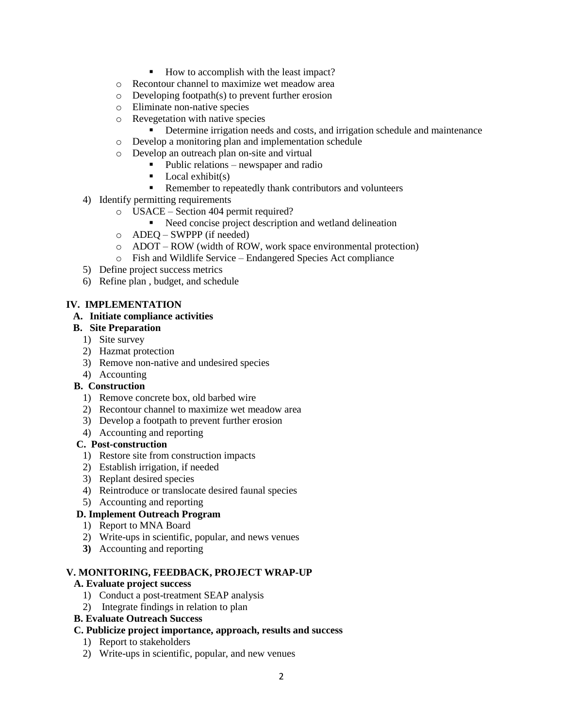- How to accomplish with the least impact?
    - Recontour channel to maximize wet meadow area
    - Developing footpath(s) to prevent further erosion
    - Eliminate non-native species
    - Revegetation with native species
        - Determine irrigation needs and costs, and irrigation schedule and maintenance
    - Develop a monitoring plan and implementation schedule
    - Develop an outreach plan on-site and virtual
        - Public relations – newspaper and radio
        - Local exhibit(s)
        - Remember to repeatedly thank contributors and volunteers
4) Identify permitting requirements
    - USACE – Section 404 permit required?
        - Need concise project description and wetland delineation
    - ADEQ – SWPPP (if needed)
    - ADOT – ROW (width of ROW, work space environmental protection)
    - Fish and Wildlife Service – Endangered Species Act compliance
5) Define project success metrics
6) Refine plan , budget, and schedule

## IV. IMPLEMENTATION

### A. Initiate compliance activities

### B. Site Preparation

1) Site survey
2) Hazmat protection
3) Remove non-native and undesired species
4) Accounting

### B. Construction

1) Remove concrete box, old barbed wire
2) Recontour channel to maximize wet meadow area
3) Develop a footpath to prevent further erosion
4) Accounting and reporting

### C. Post-construction

1) Restore site from construction impacts
2) Establish irrigation, if needed
3) Replant desired species
4) Reintroduce or translocate desired faunal species
5) Accounting and reporting

### D. Implement Outreach Program

1) Report to MNA Board
2) Write-ups in scientific, popular, and news venues
3) Accounting and reporting

## V. MONITORING, FEEDBACK, PROJECT WRAP-UP

### A. Evaluate project success

1) Conduct a post-treatment SEAP analysis
2) Integrate findings in relation to plan

### B. Evaluate Outreach Success

### C. Publicize project importance, approach, results and success

1) Report to stakeholders
2) Write-ups in scientific, popular, and new venues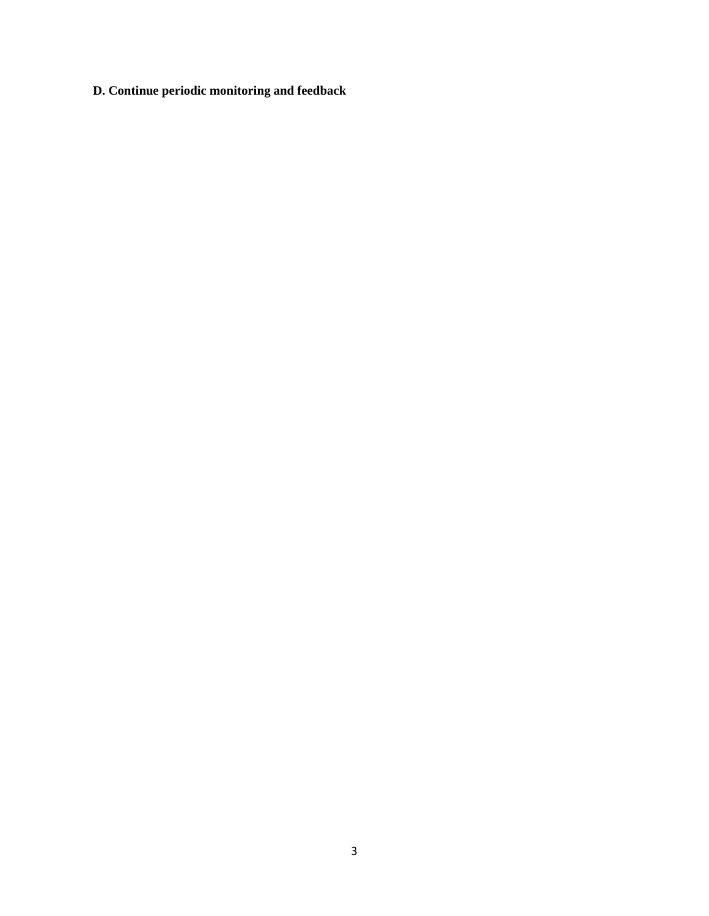**D. Continue periodic monitoring and feedback**